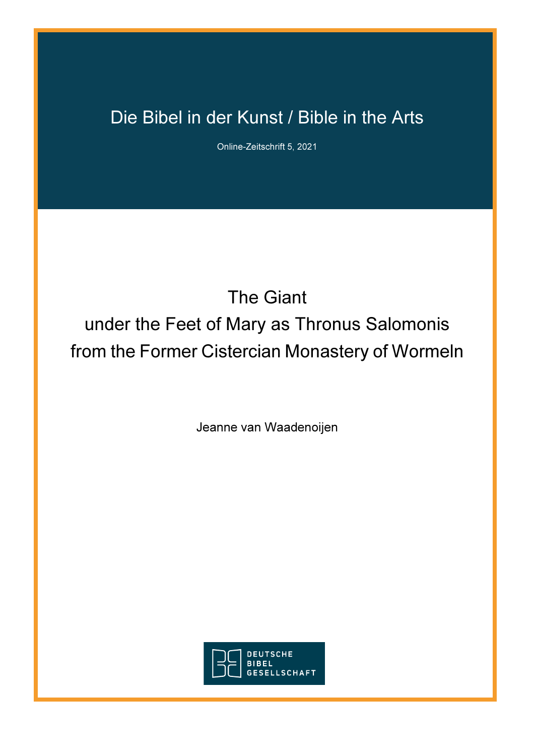Die Bibel in der Kunst / Bible in the Arts

Online-Zeitschrift 5, 2021

# The Giant under the Feet of Mary as Thronus Salomonis from the Former Cistercian Monastery of Wormeln

Jeanne van Waadenoijen

DEUTSCHE BIBEL GESELLSCHAFT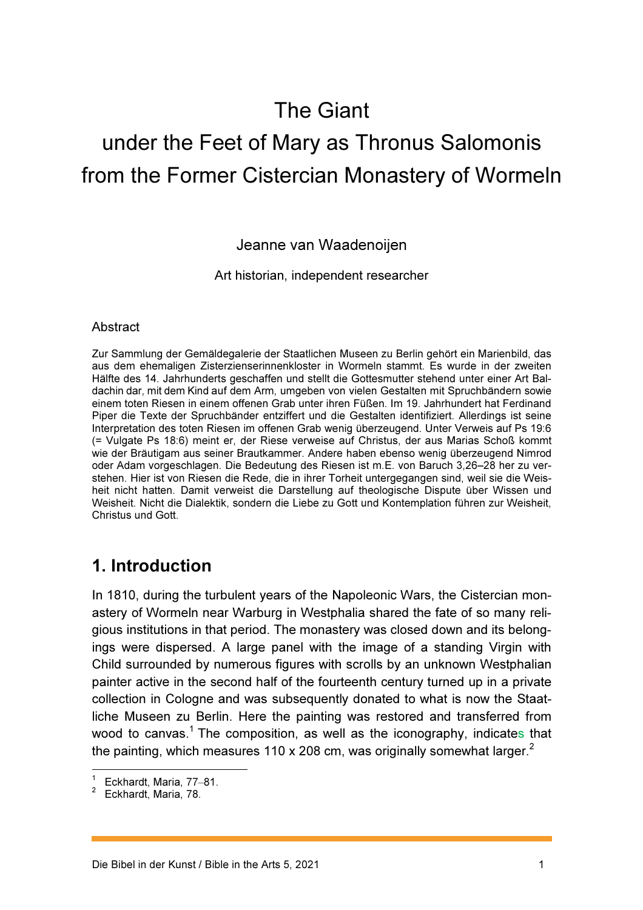# The Giant under the Feet of Mary as Thronus Salomonis from the Former Cistercian Monastery of Wormeln

Jeanne van Waadenoijen

Art historian, independent researcher

### Abstract

Zur Sammlung der Gemäldegalerie der Staatlichen Museen zu Berlin gehört ein Marienbild, das aus dem ehemaligen Zisterzienserinnenkloster in Wormeln stammt. Es wurde in der zweiten Hälfte des 14. Jahrhunderts geschaffen und stellt die Gottesmutter stehend unter einer Art Baldachin dar, mit dem Kind auf dem Arm, umgeben von vielen Gestalten mit Spruchbändern sowie einem toten Riesen in einem offenen Grab unter ihren Füßen. Im 19. Jahrhundert hat Ferdinand Piper die Texte der Spruchbänder entziffert und die Gestalten identifiziert. Allerdings ist seine Interpretation des toten Riesen im offenen Grab wenig überzeugend. Unter Verweis auf Ps 19:6 (= Vulgate Ps 18:6) meint er, der Riese verweise auf Christus, der aus Marias Schoß kommt wie der Bräutigam aus seiner Brautkammer. Andere haben ebenso wenig überzeugend Nimrod oder Adam vorgeschlagen. Die Bedeutung des Riesen ist m.E. von Baruch 3,26–28 her zu verstehen. Hier ist von Riesen die Rede, die in ihrer Torheit untergegangen sind, weil sie die Weisheit nicht hatten. Damit verweist die Darstellung auf theologische Dispute über Wissen und Weisheit. Nicht die Dialektik, sondern die Liebe zu Gott und Kontemplation führen zur Weisheit, Christus und Gott.

## 1. Introduction

In 1810, during the turbulent years of the Napoleonic Wars, the Cistercian monastery of Wormeln near Warburg in Westphalia shared the fate of so many religious institutions in that period. The monastery was closed down and its belongings were dispersed. A large panel with the image of a standing Virgin with Child surrounded by numerous figures with scrolls by an unknown Westphalian painter active in the second half of the fourteenth century turned up in a private collection in Cologne and was subsequently donated to what is now the Staatliche Museen zu Berlin. Here the painting was restored and transferred from wood to canvas.[1] The composition, as well as the iconography, indicates that the painting, which measures 110 x 208 cm, was originally somewhat larger.[2]

---

[1] Eckhardt, Maria, 77–81.

[2] Eckhardt, Maria, 78.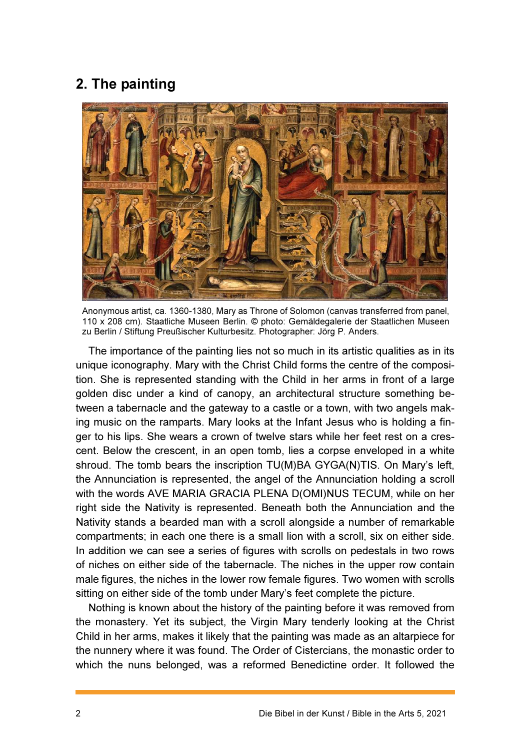## 2. The painting

Anonymous artist, ca. 1360-1380, Mary as Throne of Solomon (canvas transferred from panel, 110 x 208 cm). Staatliche Museen Berlin. © photo: Gemäldegalerie der Staatlichen Museen zu Berlin / Stiftung Preußischer Kulturbesitz. Photographer: Jörg P. Anders.

The importance of the painting lies not so much in its artistic qualities as in its unique iconography. Mary with the Christ Child forms the centre of the composition. She is represented standing with the Child in her arms in front of a large golden disc under a kind of canopy, an architectural structure something between a tabernacle and the gateway to a castle or a town, with two angels making music on the ramparts. Mary looks at the Infant Jesus who is holding a finger to his lips. She wears a crown of twelve stars while her feet rest on a crescent. Below the crescent, in an open tomb, lies a corpse enveloped in a white shroud. The tomb bears the inscription TU(M)BA GYGA(N)TIS. On Mary's left, the Annunciation is represented, the angel of the Annunciation holding a scroll with the words AVE MARIA GRACIA PLENA D(OMI)NUS TECUM, while on her right side the Nativity is represented. Beneath both the Annunciation and the Nativity stands a bearded man with a scroll alongside a number of remarkable compartments; in each one there is a small lion with a scroll, six on either side. In addition we can see a series of figures with scrolls on pedestals in two rows of niches on either side of the tabernacle. The niches in the upper row contain male figures, the niches in the lower row female figures. Two women with scrolls sitting on either side of the tomb under Mary's feet complete the picture.

Nothing is known about the history of the painting before it was removed from the monastery. Yet its subject, the Virgin Mary tenderly looking at the Christ Child in her arms, makes it likely that the painting was made as an altarpiece for the nunnery where it was found. The Order of Cistercians, the monastic order to which the nuns belonged, was a reformed Benedictine order. It followed the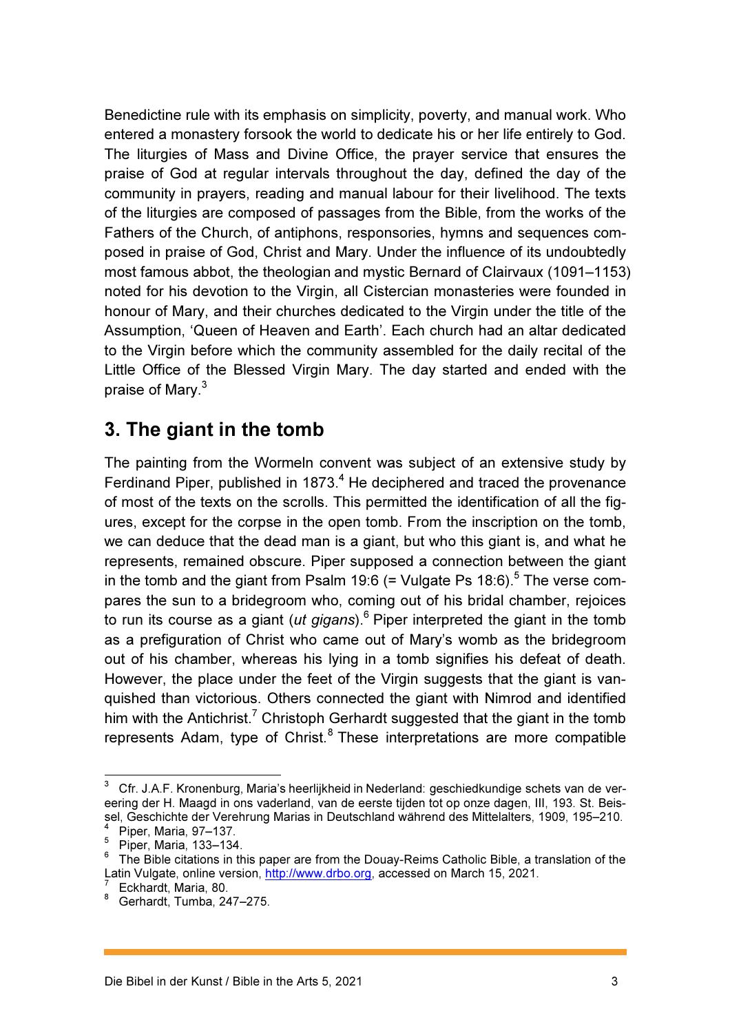Benedictine rule with its emphasis on simplicity, poverty, and manual work. Who entered a monastery forsook the world to dedicate his or her life entirely to God. The liturgies of Mass and Divine Office, the prayer service that ensures the praise of God at regular intervals throughout the day, defined the day of the community in prayers, reading and manual labour for their livelihood. The texts of the liturgies are composed of passages from the Bible, from the works of the Fathers of the Church, of antiphons, responsories, hymns and sequences composed in praise of God, Christ and Mary. Under the influence of its undoubtedly most famous abbot, the theologian and mystic Bernard of Clairvaux (1091–1153) noted for his devotion to the Virgin, all Cistercian monasteries were founded in honour of Mary, and their churches dedicated to the Virgin under the title of the Assumption, 'Queen of Heaven and Earth'. Each church had an altar dedicated to the Virgin before which the community assembled for the daily recital of the Little Office of the Blessed Virgin Mary. The day started and ended with the praise of Mary.[3]

## 3. The giant in the tomb

The painting from the Wormeln convent was subject of an extensive study by Ferdinand Piper, published in 1873.[4] He deciphered and traced the provenance of most of the texts on the scrolls. This permitted the identification of all the figures, except for the corpse in the open tomb. From the inscription on the tomb, we can deduce that the dead man is a giant, but who this giant is, and what he represents, remained obscure. Piper supposed a connection between the giant in the tomb and the giant from Psalm 19:6 (= Vulgate Ps 18:6).[5] The verse compares the sun to a bridegroom who, coming out of his bridal chamber, rejoices to run its course as a giant (*ut gigans*).[6] Piper interpreted the giant in the tomb as a prefiguration of Christ who came out of Mary's womb as the bridegroom out of his chamber, whereas his lying in a tomb signifies his defeat of death. However, the place under the feet of the Virgin suggests that the giant is vanquished than victorious. Others connected the giant with Nimrod and identified him with the Antichrist.[7] Christoph Gerhardt suggested that the giant in the tomb represents Adam, type of Christ.[8] These interpretations are more compatible

---

[3] Cfr. J.A.F. Kronenburg, Maria's heerlijkheid in Nederland: geschiedkundige schets van de vereering der H. Maagd in ons vaderland, van de eerste tijden tot op onze dagen, III, 193. St. Beissel, Geschichte der Verehrung Marias in Deutschland während des Mittelalters, 1909, 195–210.

[4] Piper, Maria, 97–137.

[5] Piper, Maria, 133–134.

[6] The Bible citations in this paper are from the Douay-Reims Catholic Bible, a translation of the Latin Vulgate, online version, http://www.drbo.org, accessed on March 15, 2021.

[7] Eckhardt, Maria, 80.

[8] Gerhardt, Tumba, 247–275.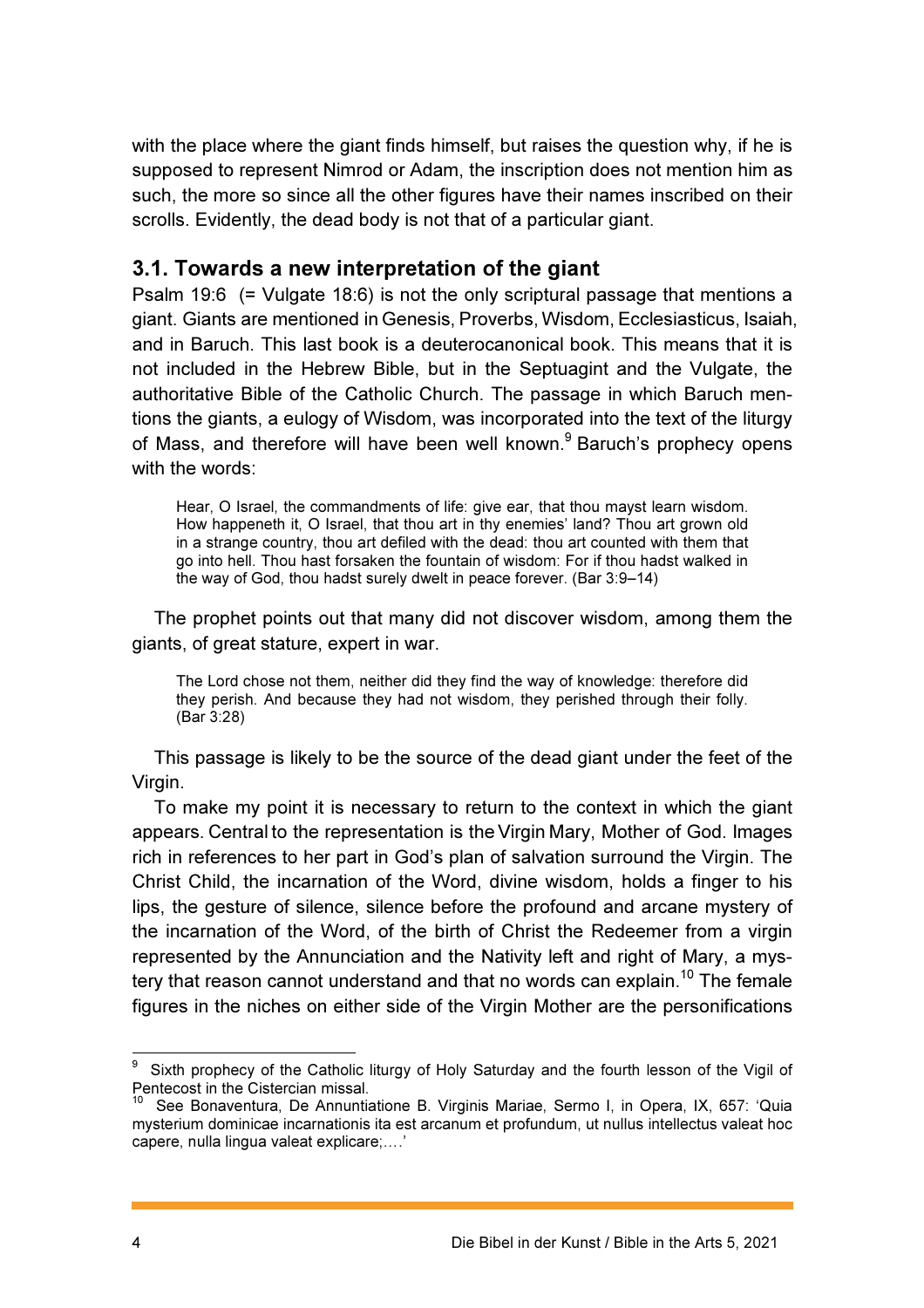with the place where the giant finds himself, but raises the question why, if he is supposed to represent Nimrod or Adam, the inscription does not mention him as such, the more so since all the other figures have their names inscribed on their scrolls. Evidently, the dead body is not that of a particular giant.

## 3.1. Towards a new interpretation of the giant

Psalm 19:6 (= Vulgate 18:6) is not the only scriptural passage that mentions a giant. Giants are mentioned in Genesis, Proverbs, Wisdom, Ecclesiasticus, Isaiah, and in Baruch. This last book is a deuterocanonical book. This means that it is not included in the Hebrew Bible, but in the Septuagint and the Vulgate, the authoritative Bible of the Catholic Church. The passage in which Baruch mentions the giants, a eulogy of Wisdom, was incorporated into the text of the liturgy of Mass, and therefore will have been well known.[9] Baruch's prophecy opens with the words:

> Hear, O Israel, the commandments of life: give ear, that thou mayst learn wisdom. How happeneth it, O Israel, that thou art in thy enemies' land? Thou art grown old in a strange country, thou art defiled with the dead: thou art counted with them that go into hell. Thou hast forsaken the fountain of wisdom: For if thou hadst walked in the way of God, thou hadst surely dwelt in peace forever. (Bar 3:9–14)

The prophet points out that many did not discover wisdom, among them the giants, of great stature, expert in war.

> The Lord chose not them, neither did they find the way of knowledge: therefore did they perish. And because they had not wisdom, they perished through their folly. (Bar 3:28)

This passage is likely to be the source of the dead giant under the feet of the Virgin.

To make my point it is necessary to return to the context in which the giant appears. Central to the representation is the Virgin Mary, Mother of God. Images rich in references to her part in God's plan of salvation surround the Virgin. The Christ Child, the incarnation of the Word, divine wisdom, holds a finger to his lips, the gesture of silence, silence before the profound and arcane mystery of the incarnation of the Word, of the birth of Christ the Redeemer from a virgin represented by the Annunciation and the Nativity left and right of Mary, a mystery that reason cannot understand and that no words can explain.[10] The female figures in the niches on either side of the Virgin Mother are the personifications

---

[9] Sixth prophecy of the Catholic liturgy of Holy Saturday and the fourth lesson of the Vigil of Pentecost in the Cistercian missal.

[10] See Bonaventura, De Annuntiatione B. Virginis Mariae, Sermo I, in Opera, IX, 657: 'Quia mysterium dominicae incarnationis ita est arcanum et profundum, ut nullus intellectus valeat hoc capere, nulla lingua valeat explicare;….'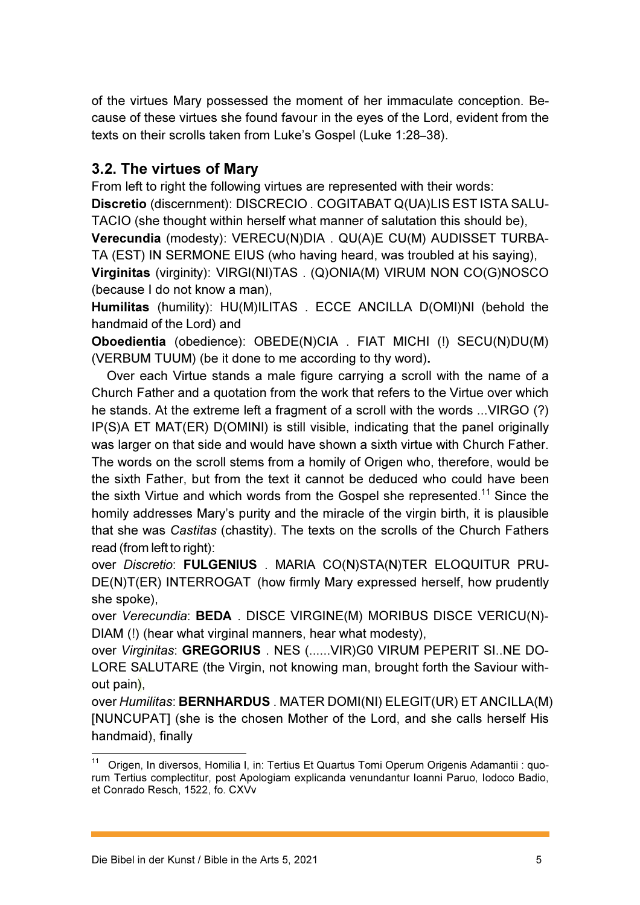of the virtues Mary possessed the moment of her immaculate conception. Because of these virtues she found favour in the eyes of the Lord, evident from the texts on their scrolls taken from Luke's Gospel (Luke 1:28–38).

### 3.2. The virtues of Mary

From left to right the following virtues are represented with their words:

**Discretio** (discernment): DISCRECIO . COGITABAT Q(UA)LIS EST ISTA SALUTACIO (she thought within herself what manner of salutation this should be),

**Verecundia** (modesty): VERECU(N)DIA . QU(A)E CU(M) AUDISSET TURBATA (EST) IN SERMONE EIUS (who having heard, was troubled at his saying),

**Virginitas** (virginity): VIRGI(NI)TAS . (Q)ONIA(M) VIRUM NON CO(G)NOSCO (because I do not know a man),

**Humilitas** (humility): HU(M)ILITAS . ECCE ANCILLA D(OMI)NI (behold the handmaid of the Lord) and

**Oboedientia** (obedience): OBEDE(N)CIA . FIAT MICHI (!) SECU(N)DU(M) (VERBUM TUUM) (be it done to me according to thy word)**.**

Over each Virtue stands a male figure carrying a scroll with the name of a Church Father and a quotation from the work that refers to the Virtue over which he stands. At the extreme left a fragment of a scroll with the words ...VIRGO (?) IP(S)A ET MAT(ER) D(OMINI) is still visible, indicating that the panel originally was larger on that side and would have shown a sixth virtue with Church Father. The words on the scroll stems from a homily of Origen who, therefore, would be the sixth Father, but from the text it cannot be deduced who could have been the sixth Virtue and which words from the Gospel she represented.[11] Since the homily addresses Mary's purity and the miracle of the virgin birth, it is plausible that she was *Castitas* (chastity). The texts on the scrolls of the Church Fathers read (from left to right):

over *Discretio*: **FULGENIUS** . MARIA CO(N)STA(N)TER ELOQUITUR PRUDE(N)T(ER) INTERROGAT (how firmly Mary expressed herself, how prudently she spoke),

over *Verecundia*: **BEDA** . DISCE VIRGINE(M) MORIBUS DISCE VERICU(N)DIAM (!) (hear what virginal manners, hear what modesty),

over *Virginitas*: **GREGORIUS** . NES (......VIR)G0 VIRUM PEPERIT SI..NE DOLORE SALUTARE (the Virgin, not knowing man, brought forth the Saviour without pain),

over *Humilitas*: **BERNHARDUS** . MATER DOMI(NI) ELEGIT(UR) ET ANCILLA(M) [NUNCUPAT] (she is the chosen Mother of the Lord, and she calls herself His handmaid), finally

---

[11] Origen, In diversos, Homilia I, in: Tertius Et Quartus Tomi Operum Origenis Adamantii : quorum Tertius complectitur, post Apologiam explicanda venundantur Ioanni Paruo, Iodoco Badio, et Conrado Resch, 1522, fo. CXVv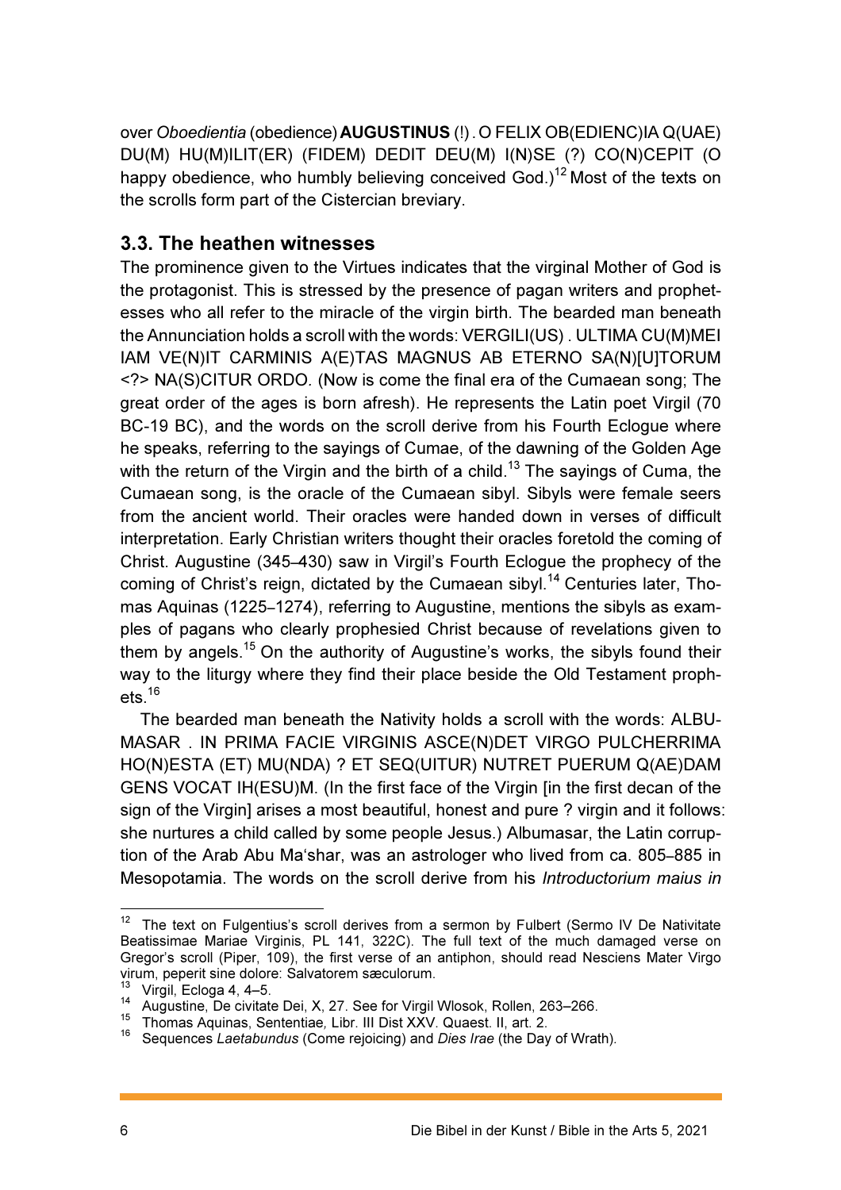over *Oboedientia* (obedience) **AUGUSTINUS** (!) . O FELIX OB(EDIENC)IA Q(UAE) DU(M) HU(M)ILIT(ER) (FIDEM) DEDIT DEU(M) I(N)SE (?) CO(N)CEPIT (O happy obedience, who humbly believing conceived God.)[12] Most of the texts on the scrolls form part of the Cistercian breviary.

## 3.3. The heathen witnesses

The prominence given to the Virtues indicates that the virginal Mother of God is the protagonist. This is stressed by the presence of pagan writers and prophetesses who all refer to the miracle of the virgin birth. The bearded man beneath the Annunciation holds a scroll with the words: VERGILI(US) . ULTIMA CU(M)MEI IAM VE(N)IT CARMINIS A(E)TAS MAGNUS AB ETERNO SA(N)[U]TORUM <?> NA(S)CITUR ORDO. (Now is come the final era of the Cumaean song; The great order of the ages is born afresh). He represents the Latin poet Virgil (70 BC-19 BC), and the words on the scroll derive from his Fourth Eclogue where he speaks, referring to the sayings of Cumae, of the dawning of the Golden Age with the return of the Virgin and the birth of a child.[13] The sayings of Cuma, the Cumaean song, is the oracle of the Cumaean sibyl. Sibyls were female seers from the ancient world. Their oracles were handed down in verses of difficult interpretation. Early Christian writers thought their oracles foretold the coming of Christ. Augustine (345–430) saw in Virgil's Fourth Eclogue the prophecy of the coming of Christ's reign, dictated by the Cumaean sibyl.[14] Centuries later, Thomas Aquinas (1225–1274), referring to Augustine, mentions the sibyls as examples of pagans who clearly prophesied Christ because of revelations given to them by angels.[15] On the authority of Augustine's works, the sibyls found their way to the liturgy where they find their place beside the Old Testament prophets.[16]

The bearded man beneath the Nativity holds a scroll with the words: ALBUMASAR . IN PRIMA FACIE VIRGINIS ASCE(N)DET VIRGO PULCHERRIMA HO(N)ESTA (ET) MU(NDA) ? ET SEQ(UITUR) NUTRET PUERUM Q(AE)DAM GENS VOCAT IH(ESU)M. (In the first face of the Virgin [in the first decan of the sign of the Virgin] arises a most beautiful, honest and pure ? virgin and it follows: she nurtures a child called by some people Jesus.) Albumasar, the Latin corruption of the Arab Abu Ma'shar, was an astrologer who lived from ca. 805–885 in Mesopotamia. The words on the scroll derive from his *Introductorium maius in*

---

[12] The text on Fulgentius's scroll derives from a sermon by Fulbert (Sermo IV De Nativitate Beatissimae Mariae Virginis, PL 141, 322C). The full text of the much damaged verse on Gregor's scroll (Piper, 109), the first verse of an antiphon, should read Nesciens Mater Virgo virum, peperit sine dolore: Salvatorem sæculorum.

[13] Virgil, Ecloga 4, 4–5.

[14] Augustine, De civitate Dei, X, 27. See for Virgil Wlosok, Rollen, 263–266.

[15] Thomas Aquinas, Sententiae*,* Libr. III Dist XXV. Quaest. II, art. 2.

[16] Sequences *Laetabundus* (Come rejoicing) and *Dies Irae* (the Day of Wrath).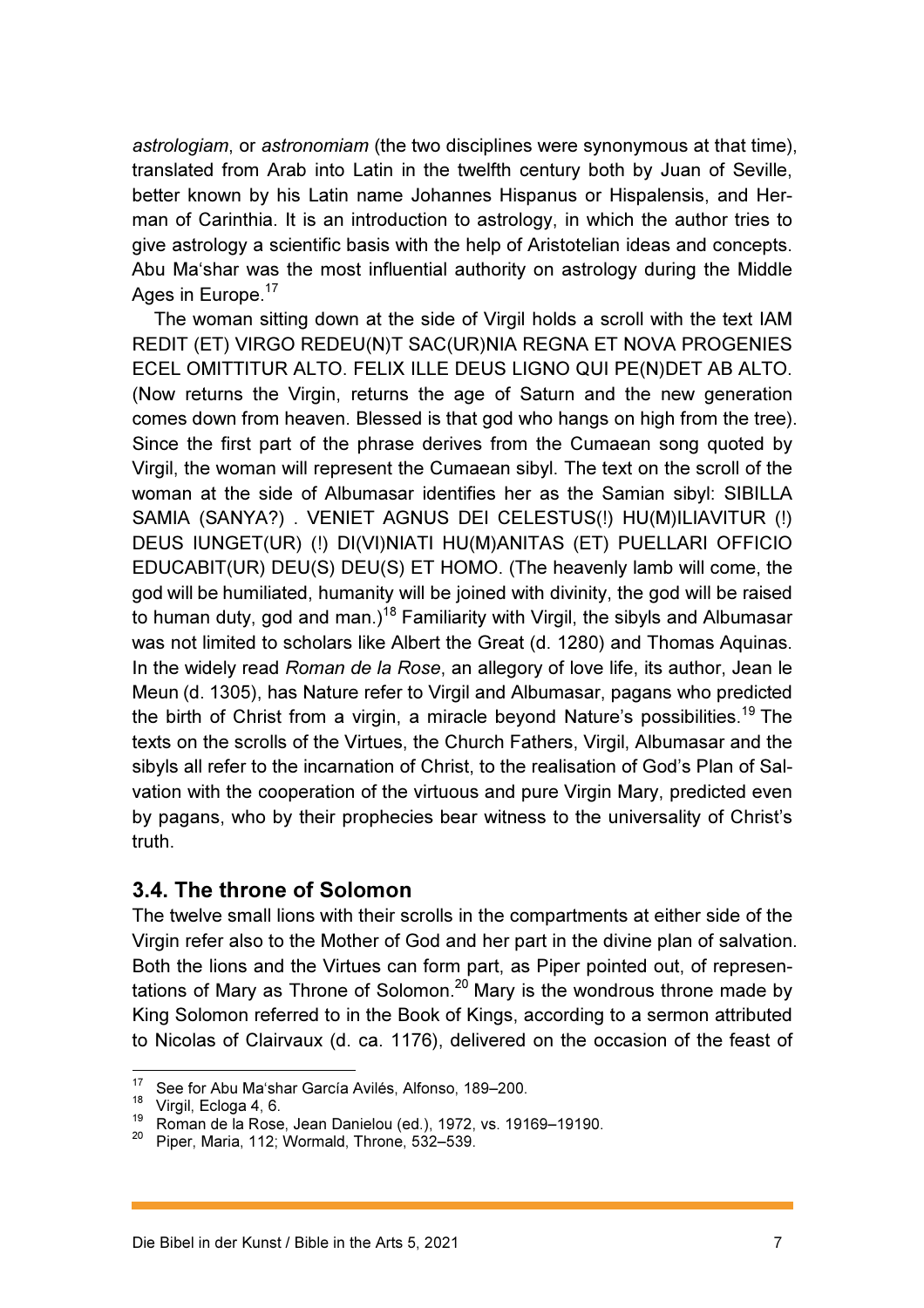*astrologiam*, or *astronomiam* (the two disciplines were synonymous at that time), translated from Arab into Latin in the twelfth century both by Juan of Seville, better known by his Latin name Johannes Hispanus or Hispalensis, and Herman of Carinthia. It is an introduction to astrology, in which the author tries to give astrology a scientific basis with the help of Aristotelian ideas and concepts. Abu Ma'shar was the most influential authority on astrology during the Middle Ages in Europe.[17]

The woman sitting down at the side of Virgil holds a scroll with the text IAM REDIT (ET) VIRGO REDEU(N)T SAC(UR)NIA REGNA ET NOVA PROGENIES ECEL OMITTITUR ALTO. FELIX ILLE DEUS LIGNO QUI PE(N)DET AB ALTO. (Now returns the Virgin, returns the age of Saturn and the new generation comes down from heaven. Blessed is that god who hangs on high from the tree). Since the first part of the phrase derives from the Cumaean song quoted by Virgil, the woman will represent the Cumaean sibyl. The text on the scroll of the woman at the side of Albumasar identifies her as the Samian sibyl: SIBILLA SAMIA (SANYA?) . VENIET AGNUS DEI CELESTUS(!) HU(M)ILIAVITUR (!) DEUS IUNGET(UR) (!) DI(VI)NIATI HU(M)ANITAS (ET) PUELLARI OFFICIO EDUCABIT(UR) DEU(S) DEU(S) ET HOMO. (The heavenly lamb will come, the god will be humiliated, humanity will be joined with divinity, the god will be raised to human duty, god and man.)[18] Familiarity with Virgil, the sibyls and Albumasar was not limited to scholars like Albert the Great (d. 1280) and Thomas Aquinas. In the widely read *Roman de la Rose*, an allegory of love life, its author, Jean le Meun (d. 1305), has Nature refer to Virgil and Albumasar, pagans who predicted the birth of Christ from a virgin, a miracle beyond Nature's possibilities.[19] The texts on the scrolls of the Virtues, the Church Fathers, Virgil, Albumasar and the sibyls all refer to the incarnation of Christ, to the realisation of God's Plan of Salvation with the cooperation of the virtuous and pure Virgin Mary, predicted even by pagans, who by their prophecies bear witness to the universality of Christ's truth.

## 3.4. The throne of Solomon

The twelve small lions with their scrolls in the compartments at either side of the Virgin refer also to the Mother of God and her part in the divine plan of salvation. Both the lions and the Virtues can form part, as Piper pointed out, of representations of Mary as Throne of Solomon.[20] Mary is the wondrous throne made by King Solomon referred to in the Book of Kings, according to a sermon attributed to Nicolas of Clairvaux (d. ca. 1176), delivered on the occasion of the feast of

---

[17] See for Abu Ma'shar García Avilés, Alfonso, 189–200.

[18] Virgil, Ecloga 4, 6.

[19] Roman de la Rose, Jean Danielou (ed.), 1972, vs. 19169–19190.

[20] Piper, Maria, 112; Wormald, Throne, 532–539.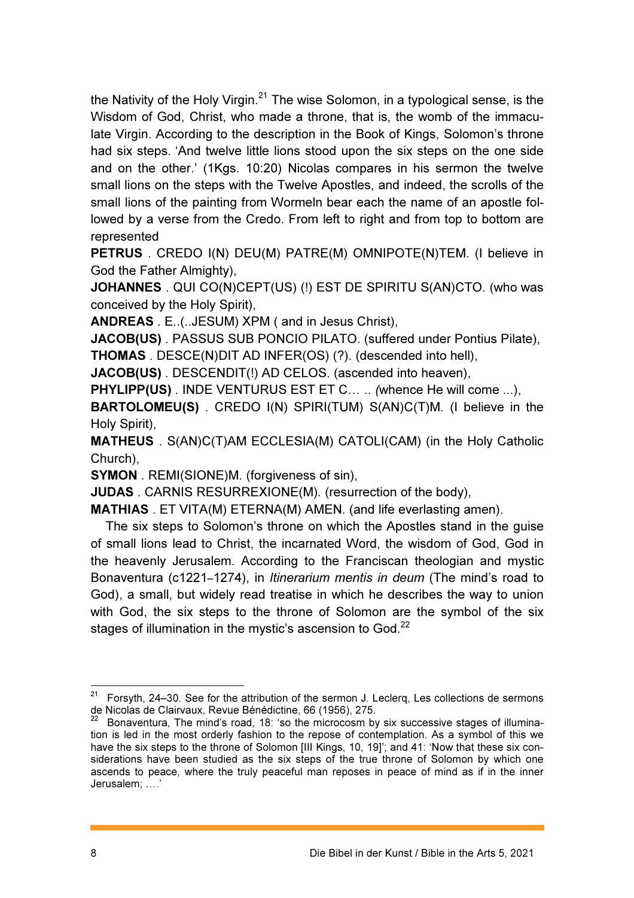the Nativity of the Holy Virgin.[21] The wise Solomon, in a typological sense, is the Wisdom of God, Christ, who made a throne, that is, the womb of the immaculate Virgin. According to the description in the Book of Kings, Solomon's throne had six steps. 'And twelve little lions stood upon the six steps on the one side and on the other.' (1Kgs. 10:20) Nicolas compares in his sermon the twelve small lions on the steps with the Twelve Apostles, and indeed, the scrolls of the small lions of the painting from Wormeln bear each the name of an apostle followed by a verse from the Credo. From left to right and from top to bottom are represented

**PETRUS** . CREDO I(N) DEU(M) PATRE(M) OMNIPOTE(N)TEM. (I believe in God the Father Almighty),

**JOHANNES** . QUI CO(N)CEPT(US) (!) EST DE SPIRITU S(AN)CTO. (who was conceived by the Holy Spirit),

**ANDREAS** . E..(..JESUM) XPM ( and in Jesus Christ),

**JACOB(US)** . PASSUS SUB PONCIO PILATO. (suffered under Pontius Pilate),

**THOMAS** . DESCE(N)DIT AD INFER(OS) (?). (descended into hell),

**JACOB(US)** . DESCENDIT(!) AD CELOS. (ascended into heaven),

**PHYLIPP(US)** . INDE VENTURUS EST ET C… .. *(*whence He will come ...),

**BARTOLOMEU(S)** . CREDO I(N) SPIRI(TUM) S(AN)C(T)M. (I believe in the Holy Spirit),

**MATHEUS** . S(AN)C(T)AM ECCLESIA(M) CATOLI(CAM) (in the Holy Catholic Church),

**SYMON** . REMI(SIONE)M. (forgiveness of sin),

**JUDAS** . CARNIS RESURREXIONE(M). (resurrection of the body),

**MATHIAS** . ET VITA(M) ETERNA(M) AMEN. (and life everlasting amen).

The six steps to Solomon's throne on which the Apostles stand in the guise of small lions lead to Christ, the incarnated Word, the wisdom of God, God in the heavenly Jerusalem. According to the Franciscan theologian and mystic Bonaventura (c1221–1274), in *Itinerarium mentis in deum* (The mind's road to God), a small, but widely read treatise in which he describes the way to union with God, the six steps to the throne of Solomon are the symbol of the six stages of illumination in the mystic's ascension to God.[22]

---

[21] Forsyth, 24–30. See for the attribution of the sermon J. Leclerq, Les collections de sermons de Nicolas de Clairvaux, Revue Bénédictine, 66 (1956), 275.

[22] Bonaventura, The mind's road, 18: 'so the microcosm by six successive stages of illumination is led in the most orderly fashion to the repose of contemplation. As a symbol of this we have the six steps to the throne of Solomon [III Kings, 10, 19]'; and 41: 'Now that these six considerations have been studied as the six steps of the true throne of Solomon by which one ascends to peace, where the truly peaceful man reposes in peace of mind as if in the inner Jerusalem; ….'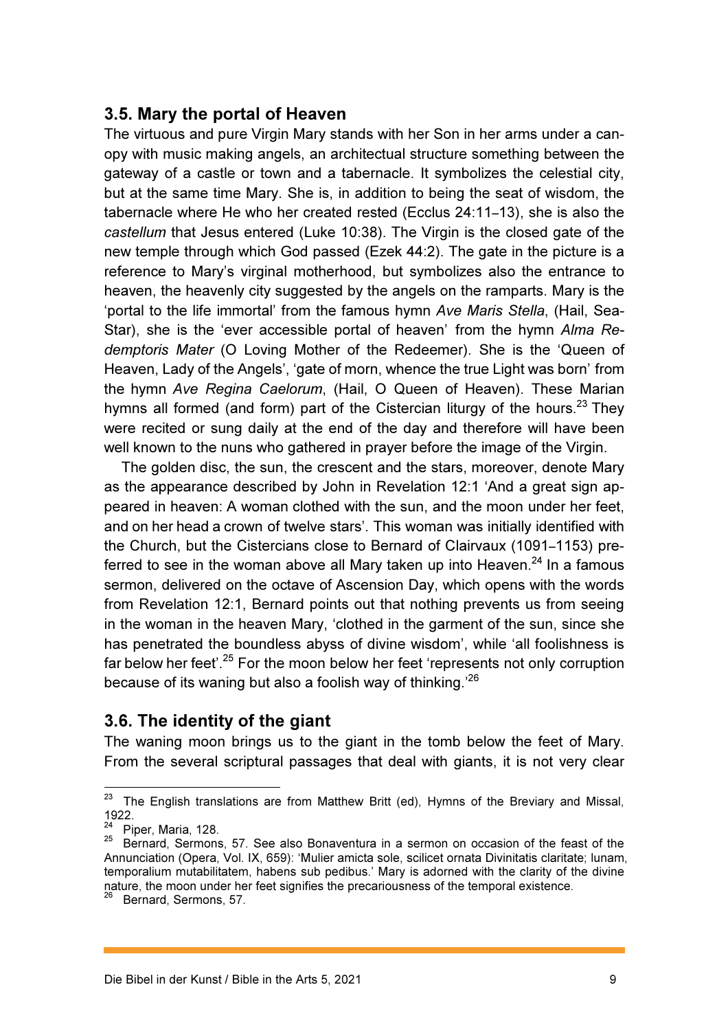## 3.5. Mary the portal of Heaven

The virtuous and pure Virgin Mary stands with her Son in her arms under a canopy with music making angels, an architectual structure something between the gateway of a castle or town and a tabernacle. It symbolizes the celestial city, but at the same time Mary. She is, in addition to being the seat of wisdom, the tabernacle where He who her created rested (Ecclus 24:11–13), she is also the *castellum* that Jesus entered (Luke 10:38). The Virgin is the closed gate of the new temple through which God passed (Ezek 44:2). The gate in the picture is a reference to Mary's virginal motherhood, but symbolizes also the entrance to heaven, the heavenly city suggested by the angels on the ramparts. Mary is the 'portal to the life immortal' from the famous hymn *Ave Maris Stella*, (Hail, Sea-Star), she is the 'ever accessible portal of heaven' from the hymn *Alma Redemptoris Mater* (O Loving Mother of the Redeemer). She is the 'Queen of Heaven, Lady of the Angels', 'gate of morn, whence the true Light was born' from the hymn *Ave Regina Caelorum*, (Hail, O Queen of Heaven). These Marian hymns all formed (and form) part of the Cistercian liturgy of the hours.[23] They were recited or sung daily at the end of the day and therefore will have been well known to the nuns who gathered in prayer before the image of the Virgin.

The golden disc, the sun, the crescent and the stars, moreover, denote Mary as the appearance described by John in Revelation 12:1 'And a great sign appeared in heaven: A woman clothed with the sun, and the moon under her feet, and on her head a crown of twelve stars'. This woman was initially identified with the Church, but the Cistercians close to Bernard of Clairvaux (1091–1153) preferred to see in the woman above all Mary taken up into Heaven.[24] In a famous sermon, delivered on the octave of Ascension Day, which opens with the words from Revelation 12:1, Bernard points out that nothing prevents us from seeing in the woman in the heaven Mary, 'clothed in the garment of the sun, since she has penetrated the boundless abyss of divine wisdom', while 'all foolishness is far below her feet'.[25] For the moon below her feet 'represents not only corruption because of its waning but also a foolish way of thinking.'[26]

## 3.6. The identity of the giant

The waning moon brings us to the giant in the tomb below the feet of Mary. From the several scriptural passages that deal with giants, it is not very clear

---

[23] The English translations are from Matthew Britt (ed), Hymns of the Breviary and Missal, 1922.

[24] Piper, Maria, 128.

[25] Bernard, Sermons, 57. See also Bonaventura in a sermon on occasion of the feast of the Annunciation (Opera, Vol. IX, 659): 'Mulier amicta sole, scilicet ornata Divinitatis claritate; lunam, temporalium mutabilitatem, habens sub pedibus.' Mary is adorned with the clarity of the divine nature, the moon under her feet signifies the precariousness of the temporal existence.

[26] Bernard, Sermons, 57.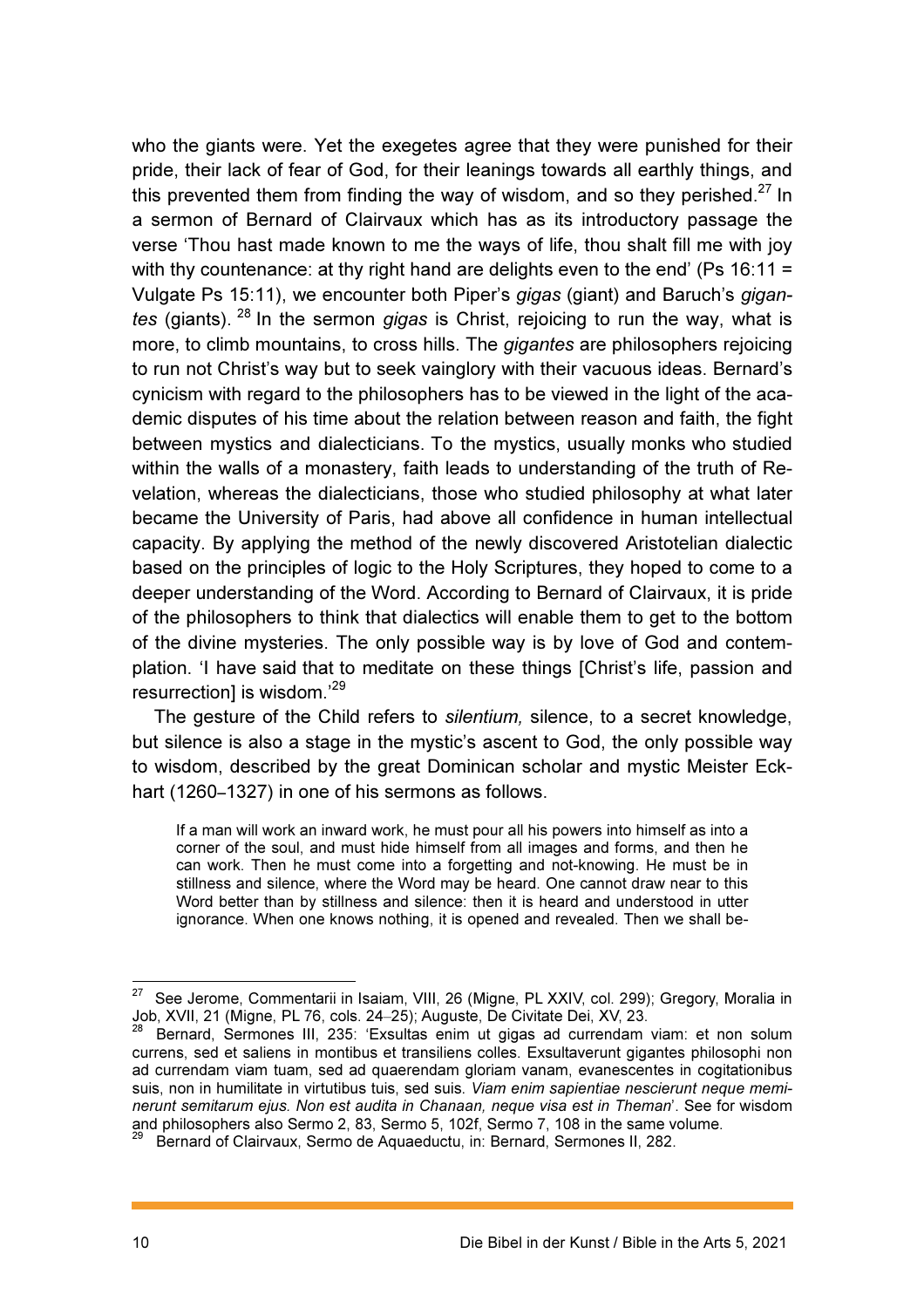who the giants were. Yet the exegetes agree that they were punished for their pride, their lack of fear of God, for their leanings towards all earthly things, and this prevented them from finding the way of wisdom, and so they perished.[27] In a sermon of Bernard of Clairvaux which has as its introductory passage the verse 'Thou hast made known to me the ways of life, thou shalt fill me with joy with thy countenance: at thy right hand are delights even to the end' (Ps 16:11 = Vulgate Ps 15:11), we encounter both Piper's *gigas* (giant) and Baruch's *gigantes* (giants). [28] In the sermon *gigas* is Christ, rejoicing to run the way, what is more, to climb mountains, to cross hills. The *gigantes* are philosophers rejoicing to run not Christ's way but to seek vainglory with their vacuous ideas. Bernard's cynicism with regard to the philosophers has to be viewed in the light of the academic disputes of his time about the relation between reason and faith, the fight between mystics and dialecticians. To the mystics, usually monks who studied within the walls of a monastery, faith leads to understanding of the truth of Revelation, whereas the dialecticians, those who studied philosophy at what later became the University of Paris, had above all confidence in human intellectual capacity. By applying the method of the newly discovered Aristotelian dialectic based on the principles of logic to the Holy Scriptures, they hoped to come to a deeper understanding of the Word. According to Bernard of Clairvaux, it is pride of the philosophers to think that dialectics will enable them to get to the bottom of the divine mysteries. The only possible way is by love of God and contemplation. 'I have said that to meditate on these things [Christ's life, passion and resurrection] is wisdom.'[29]

The gesture of the Child refers to *silentium,* silence, to a secret knowledge, but silence is also a stage in the mystic's ascent to God, the only possible way to wisdom, described by the great Dominican scholar and mystic Meister Eckhart (1260–1327) in one of his sermons as follows.

> If a man will work an inward work, he must pour all his powers into himself as into a corner of the soul, and must hide himself from all images and forms, and then he can work. Then he must come into a forgetting and not-knowing. He must be in stillness and silence, where the Word may be heard. One cannot draw near to this Word better than by stillness and silence: then it is heard and understood in utter ignorance. When one knows nothing, it is opened and revealed. Then we shall be-

---

[27] See Jerome, Commentarii in Isaiam, VIII, 26 (Migne, PL XXIV, col. 299); Gregory, Moralia in Job, XVII, 21 (Migne, PL 76, cols. 24–25); Auguste, De Civitate Dei, XV, 23.

[28] Bernard, Sermones III, 235: 'Exsultas enim ut gigas ad currendam viam: et non solum currens, sed et saliens in montibus et transiliens colles. Exsultaverunt gigantes philosophi non ad currendam viam tuam, sed ad quaerendam gloriam vanam, evanescentes in cogitationibus suis, non in humilitate in virtutibus tuis, sed suis. *Viam enim sapientiae nescierunt neque meminerunt semitarum ejus. Non est audita in Chanaan, neque visa est in Theman*'. See for wisdom and philosophers also Sermo 2, 83, Sermo 5, 102f, Sermo 7, 108 in the same volume.

[29] Bernard of Clairvaux, Sermo de Aquaeductu, in: Bernard, Sermones II, 282.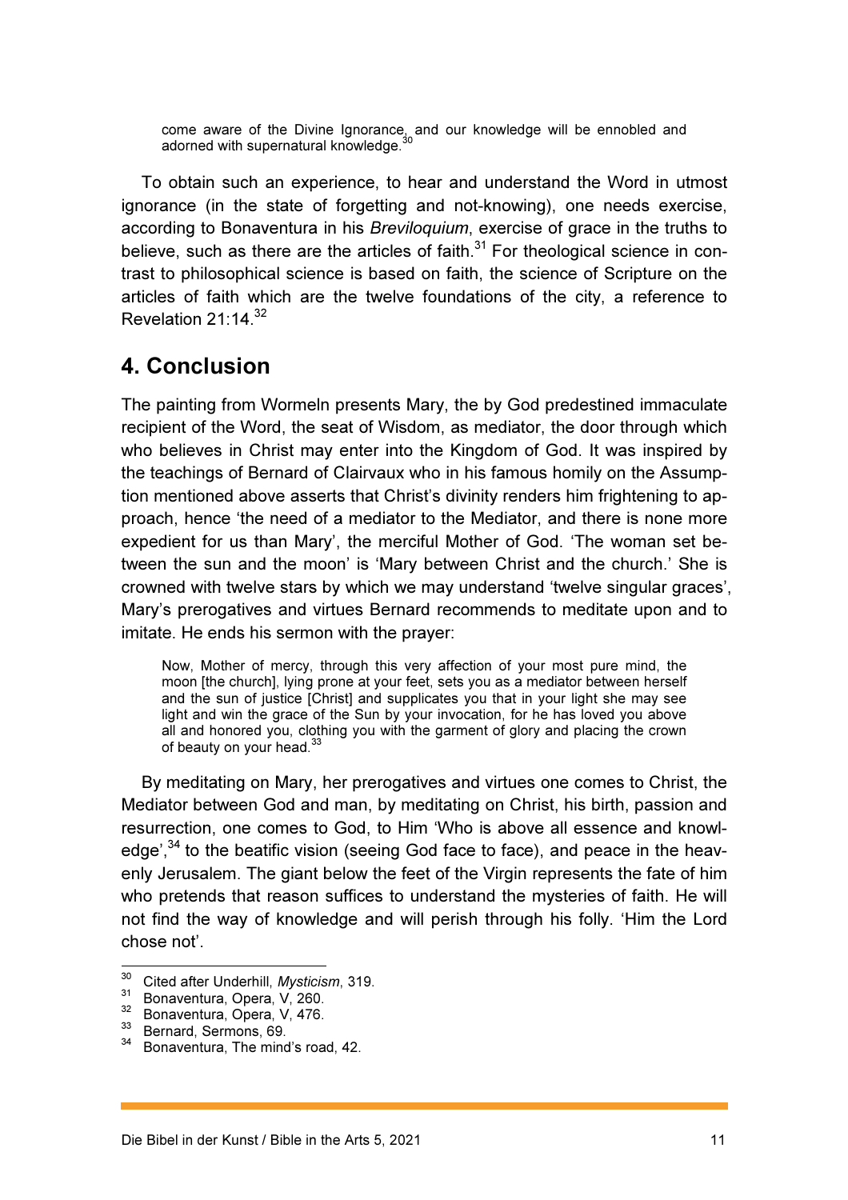> come aware of the Divine Ignorance, and our knowledge will be ennobled and adorned with supernatural knowledge.[30]

To obtain such an experience, to hear and understand the Word in utmost ignorance (in the state of forgetting and not-knowing), one needs exercise, according to Bonaventura in his *Breviloquium*, exercise of grace in the truths to believe, such as there are the articles of faith.[31] For theological science in contrast to philosophical science is based on faith, the science of Scripture on the articles of faith which are the twelve foundations of the city, a reference to Revelation 21:14.[32]

## 4. Conclusion

The painting from Wormeln presents Mary, the by God predestined immaculate recipient of the Word, the seat of Wisdom, as mediator, the door through which who believes in Christ may enter into the Kingdom of God. It was inspired by the teachings of Bernard of Clairvaux who in his famous homily on the Assumption mentioned above asserts that Christ's divinity renders him frightening to approach, hence 'the need of a mediator to the Mediator, and there is none more expedient for us than Mary', the merciful Mother of God. 'The woman set between the sun and the moon' is 'Mary between Christ and the church.' She is crowned with twelve stars by which we may understand 'twelve singular graces', Mary's prerogatives and virtues Bernard recommends to meditate upon and to imitate. He ends his sermon with the prayer:

> Now, Mother of mercy, through this very affection of your most pure mind, the moon [the church], lying prone at your feet, sets you as a mediator between herself and the sun of justice [Christ] and supplicates you that in your light she may see light and win the grace of the Sun by your invocation, for he has loved you above all and honored you, clothing you with the garment of glory and placing the crown of beauty on your head.[33]

By meditating on Mary, her prerogatives and virtues one comes to Christ, the Mediator between God and man, by meditating on Christ, his birth, passion and resurrection, one comes to God, to Him 'Who is above all essence and knowledge',[34] to the beatific vision (seeing God face to face), and peace in the heavenly Jerusalem. The giant below the feet of the Virgin represents the fate of him who pretends that reason suffices to understand the mysteries of faith. He will not find the way of knowledge and will perish through his folly. 'Him the Lord chose not'.

---

[30] Cited after Underhill, *Mysticism*, 319.

[31] Bonaventura, Opera, V, 260.

[32] Bonaventura, Opera, V, 476.

[33] Bernard, Sermons, 69.

[34] Bonaventura, The mind's road, 42.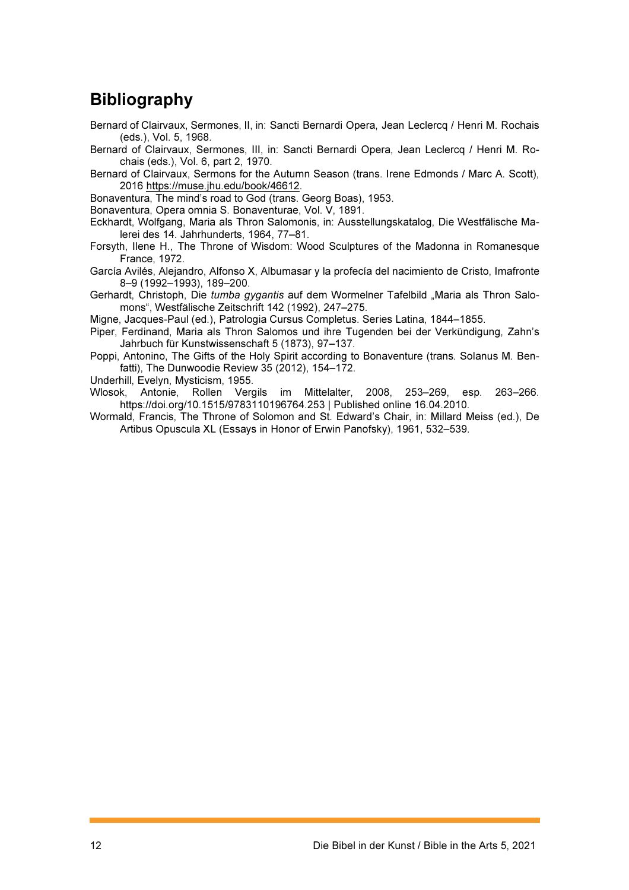## Bibliography

Bernard of Clairvaux, Sermones, II, in: Sancti Bernardi Opera, Jean Leclercq / Henri M. Rochais (eds.), Vol. 5, 1968.

Bernard of Clairvaux, Sermones, III, in: Sancti Bernardi Opera, Jean Leclercq / Henri M. Rochais (eds.), Vol. 6, part 2, 1970.

Bernard of Clairvaux, Sermons for the Autumn Season (trans. Irene Edmonds / Marc A. Scott), 2016 https://muse.jhu.edu/book/46612.

Bonaventura, The mind's road to God (trans. Georg Boas), 1953.

Bonaventura, Opera omnia S. Bonaventurae, Vol. V, 1891.

Eckhardt, Wolfgang, Maria als Thron Salomonis, in: Ausstellungskatalog, Die Westfälische Malerei des 14. Jahrhunderts, 1964, 77–81.

Forsyth, Ilene H., The Throne of Wisdom: Wood Sculptures of the Madonna in Romanesque France, 1972.

García Avilés, Alejandro, Alfonso X, Albumasar y la profecía del nacimiento de Cristo, Imafronte 8–9 (1992–1993), 189–200.

Gerhardt, Christoph, Die *tumba gygantis* auf dem Wormelner Tafelbild „Maria als Thron Salomons", Westfälische Zeitschrift 142 (1992), 247–275.

Migne, Jacques-Paul (ed.), Patrologia Cursus Completus. Series Latina, 1844–1855.

Piper, Ferdinand, Maria als Thron Salomos und ihre Tugenden bei der Verkündigung, Zahn's Jahrbuch für Kunstwissenschaft 5 (1873), 97–137.

Poppi, Antonino, The Gifts of the Holy Spirit according to Bonaventure (trans. Solanus M. Benfatti), The Dunwoodie Review 35 (2012), 154–172.

Underhill, Evelyn, Mysticism, 1955.

Wlosok, Antonie, Rollen Vergils im Mittelalter, 2008, 253–269, esp. 263–266. https://doi.org/10.1515/9783110196764.253 | Published online 16.04.2010.

Wormald, Francis, The Throne of Solomon and St. Edward's Chair, in: Millard Meiss (ed.), De Artibus Opuscula XL (Essays in Honor of Erwin Panofsky), 1961, 532–539.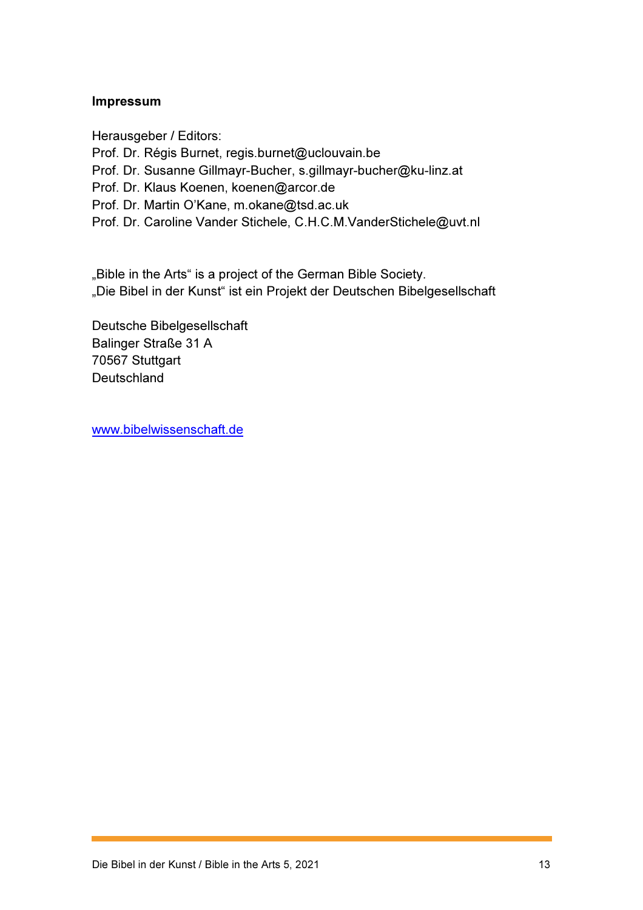**Impressum**

Herausgeber / Editors:
Prof. Dr. Régis Burnet, regis.burnet@uclouvain.be
Prof. Dr. Susanne Gillmayr-Bucher, s.gillmayr-bucher@ku-linz.at
Prof. Dr. Klaus Koenen, koenen@arcor.de
Prof. Dr. Martin O'Kane, m.okane@tsd.ac.uk
Prof. Dr. Caroline Vander Stichele, C.H.C.M.VanderStichele@uvt.nl

„Bible in the Arts“ is a project of the German Bible Society.
„Die Bibel in der Kunst“ ist ein Projekt der Deutschen Bibelgesellschaft

Deutsche Bibelgesellschaft
Balinger Straße 31 A
70567 Stuttgart
Deutschland

www.bibelwissenschaft.de